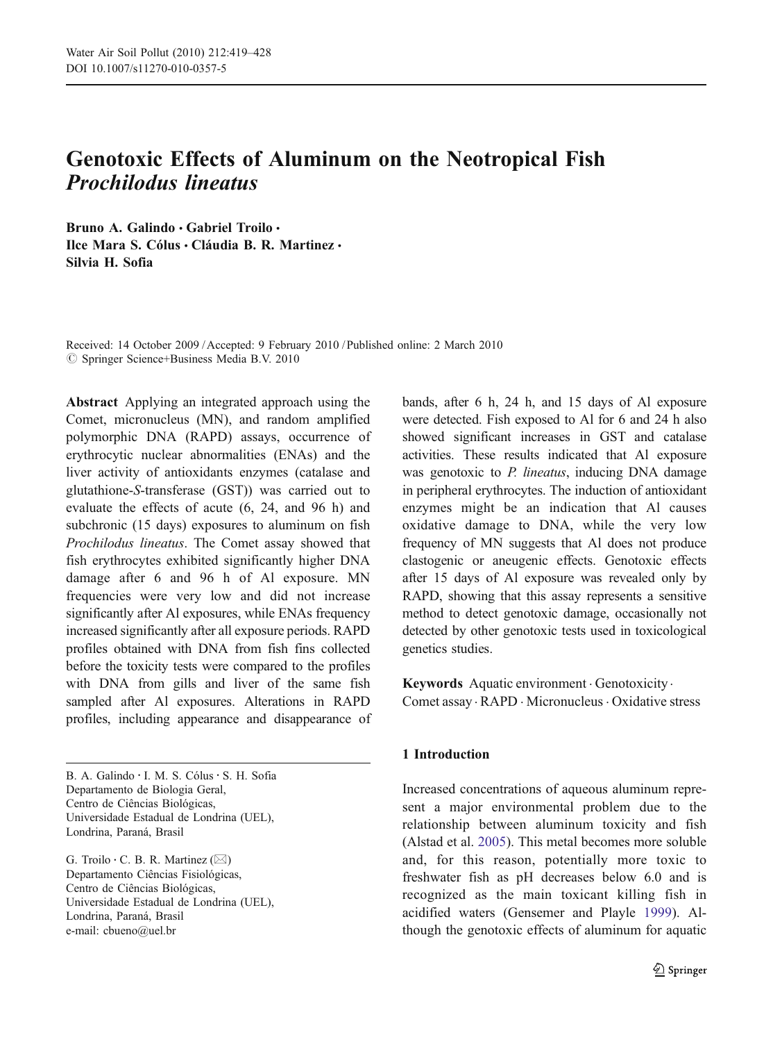# Genotoxic Effects of Aluminum on the Neotropical Fish *Prochilodus lineatus*

**Bruno A. Galindo · Gabriel Troilo · Ilce Mara S. Cólus · Cláudia B. R. Martinez · Silvia H. Sofia**

Received: 14 October 2009 / Accepted: 9 February 2010 / Published online: 2 March 2010
© Springer Science+Business Media B.V. 2010

**Abstract** Applying an integrated approach using the Comet, micronucleus (MN), and random amplified polymorphic DNA (RAPD) assays, occurrence of erythrocytic nuclear abnormalities (ENAs) and the liver activity of antioxidants enzymes (catalase and glutathione-*S*-transferase (GST)) was carried out to evaluate the effects of acute (6, 24, and 96 h) and subchronic (15 days) exposures to aluminum on fish *Prochilodus lineatus*. The Comet assay showed that fish erythrocytes exhibited significantly higher DNA damage after 6 and 96 h of Al exposure. MN frequencies were very low and did not increase significantly after Al exposures, while ENAs frequency increased significantly after all exposure periods. RAPD profiles obtained with DNA from fish fins collected before the toxicity tests were compared to the profiles with DNA from gills and liver of the same fish sampled after Al exposures. Alterations in RAPD profiles, including appearance and disappearance of bands, after 6 h, 24 h, and 15 days of Al exposure were detected. Fish exposed to Al for 6 and 24 h also showed significant increases in GST and catalase activities. These results indicated that Al exposure was genotoxic to *P. lineatus*, inducing DNA damage in peripheral erythrocytes. The induction of antioxidant enzymes might be an indication that Al causes oxidative damage to DNA, while the very low frequency of MN suggests that Al does not produce clastogenic or aneugenic effects. Genotoxic effects after 15 days of Al exposure was revealed only by RAPD, showing that this assay represents a sensitive method to detect genotoxic damage, occasionally not detected by other genotoxic tests used in toxicological genetics studies.

**Keywords** Aquatic environment · Genotoxicity · Comet assay · RAPD · Micronucleus · Oxidative stress

B. A. Galindo · I. M. S. Cólus · S. H. Sofia
Departamento de Biologia Geral,
Centro de Ciências Biológicas,
Universidade Estadual de Londrina (UEL),
Londrina, Paraná, Brasil

G. Troilo · C. B. R. Martinez (✉)
Departamento Ciências Fisiológicas,
Centro de Ciências Biológicas,
Universidade Estadual de Londrina (UEL),
Londrina, Paraná, Brasil
e-mail: cbueno@uel.br

## 1 Introduction

Increased concentrations of aqueous aluminum represent a major environmental problem due to the relationship between aluminum toxicity and fish (Alstad et al. 2005). This metal becomes more soluble and, for this reason, potentially more toxic to freshwater fish as pH decreases below 6.0 and is recognized as the main toxicant killing fish in acidified waters (Gensemer and Playle 1999). Although the genotoxic effects of aluminum for aquatic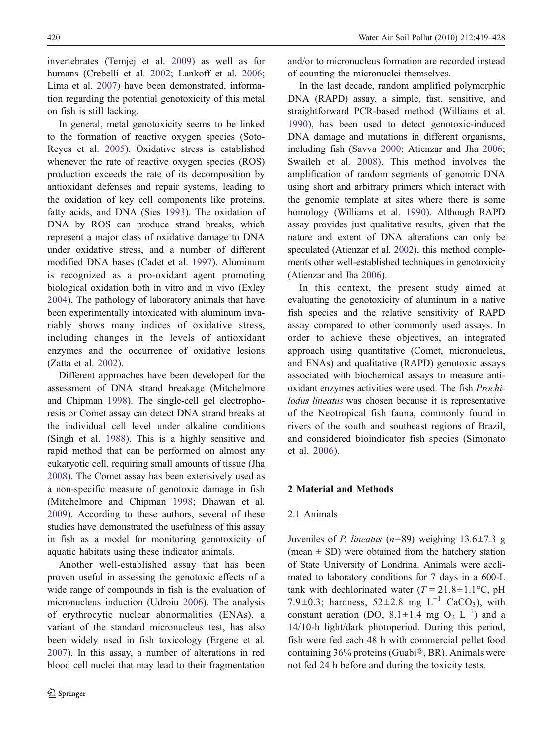invertebrates (Ternjej et al. 2009) as well as for humans (Crebelli et al. 2002; Lankoff et al. 2006; Lima et al. 2007) have been demonstrated, information regarding the potential genotoxicity of this metal on fish is still lacking.

In general, metal genotoxicity seems to be linked to the formation of reactive oxygen species (Soto-Reyes et al. 2005). Oxidative stress is established whenever the rate of reactive oxygen species (ROS) production exceeds the rate of its decomposition by antioxidant defenses and repair systems, leading to the oxidation of key cell components like proteins, fatty acids, and DNA (Sies 1993). The oxidation of DNA by ROS can produce strand breaks, which represent a major class of oxidative damage to DNA under oxidative stress, and a number of different modified DNA bases (Cadet et al. 1997). Aluminum is recognized as a pro-oxidant agent promoting biological oxidation both in vitro and in vivo (Exley 2004). The pathology of laboratory animals that have been experimentally intoxicated with aluminum invariably shows many indices of oxidative stress, including changes in the levels of antioxidant enzymes and the occurrence of oxidative lesions (Zatta et al. 2002).

Different approaches have been developed for the assessment of DNA strand breakage (Mitchelmore and Chipman 1998). The single-cell gel electrophoresis or Comet assay can detect DNA strand breaks at the individual cell level under alkaline conditions (Singh et al. 1988). This is a highly sensitive and rapid method that can be performed on almost any eukaryotic cell, requiring small amounts of tissue (Jha 2008). The Comet assay has been extensively used as a non-specific measure of genotoxic damage in fish (Mitchelmore and Chipman 1998; Dhawan et al. 2009). According to these authors, several of these studies have demonstrated the usefulness of this assay in fish as a model for monitoring genotoxicity of aquatic habitats using these indicator animals.

Another well-established assay that has been proven useful in assessing the genotoxic effects of a wide range of compounds in fish is the evaluation of micronucleus induction (Udroiu 2006). The analysis of erythrocytic nuclear abnormalities (ENAs), a variant of the standard micronucleus test, has also been widely used in fish toxicology (Ergene et al. 2007). In this assay, a number of alterations in red blood cell nuclei that may lead to their fragmentation and/or to micronucleus formation are recorded instead of counting the micronuclei themselves.

In the last decade, random amplified polymorphic DNA (RAPD) assay, a simple, fast, sensitive, and straightforward PCR-based method (Williams et al. 1990), has been used to detect genotoxic-induced DNA damage and mutations in different organisms, including fish (Savva 2000; Atienzar and Jha 2006; Swaileh et al. 2008). This method involves the amplification of random segments of genomic DNA using short and arbitrary primers which interact with the genomic template at sites where there is some homology (Williams et al. 1990). Although RAPD assay provides just qualitative results, given that the nature and extent of DNA alterations can only be speculated (Atienzar et al. 2002), this method complements other well-established techniques in genotoxicity (Atienzar and Jha 2006).

In this context, the present study aimed at evaluating the genotoxicity of aluminum in a native fish species and the relative sensitivity of RAPD assay compared to other commonly used assays. In order to achieve these objectives, an integrated approach using quantitative (Comet, micronucleus, and ENAs) and qualitative (RAPD) genotoxic assays associated with biochemical assays to measure antioxidant enzymes activities were used. The fish *Prochilodus lineatus* was chosen because it is representative of the Neotropical fish fauna, commonly found in rivers of the south and southeast regions of Brazil, and considered bioindicator fish species (Simonato et al. 2006).

## 2 Material and Methods

### 2.1 Animals

Juveniles of *P. lineatus* ($n=89$) weighing 13.6±7.3 g (mean ± SD) were obtained from the hatchery station of State University of Londrina. Animals were acclimated to laboratory conditions for 7 days in a 600-L tank with dechlorinated water ($T = 21.8±1.1$°C, pH 7.9±0.3; hardness, 52±2.8 mg $L^{-1}$ $CaCO_3$), with constant aeration (DO, 8.1±1.4 mg $O_2$ $L^{-1}$) and a 14/10-h light/dark photoperiod. During this period, fish were fed each 48 h with commercial pellet food containing 36% proteins (Guabi®, BR). Animals were not fed 24 h before and during the toxicity tests.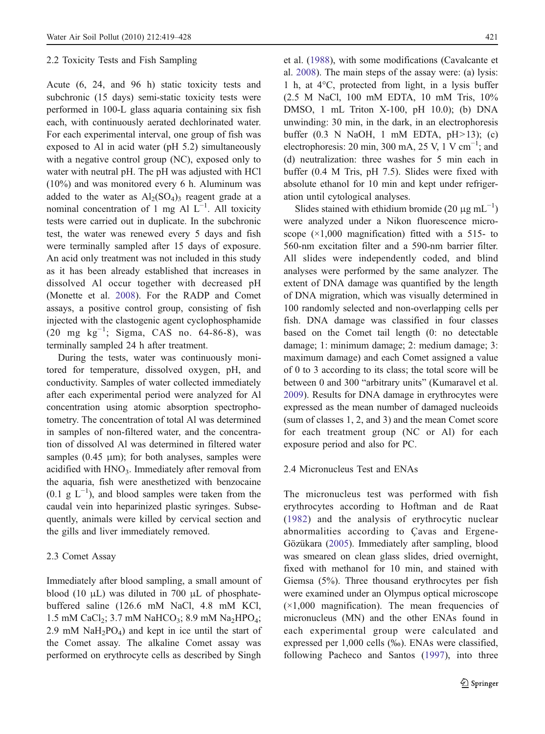### 2.2 Toxicity Tests and Fish Sampling

Acute (6, 24, and 96 h) static toxicity tests and subchronic (15 days) semi-static toxicity tests were performed in 100-L glass aquaria containing six fish each, with continuously aerated dechlorinated water. For each experimental interval, one group of fish was exposed to Al in acid water (pH 5.2) simultaneously with a negative control group (NC), exposed only to water with neutral pH. The pH was adjusted with HCl (10%) and was monitored every 6 h. Aluminum was added to the water as $Al_2(SO_4)_3$ reagent grade at a nominal concentration of 1 mg Al $L^{-1}$. All toxicity tests were carried out in duplicate. In the subchronic test, the water was renewed every 5 days and fish were terminally sampled after 15 days of exposure. An acid only treatment was not included in this study as it has been already established that increases in dissolved Al occur together with decreased pH (Monette et al. 2008). For the RADP and Comet assays, a positive control group, consisting of fish injected with the clastogenic agent cyclophosphamide (20 mg $kg^{-1}$; Sigma, CAS no. 64-86-8), was terminally sampled 24 h after treatment.

During the tests, water was continuously monitored for temperature, dissolved oxygen, pH, and conductivity. Samples of water collected immediately after each experimental period were analyzed for Al concentration using atomic absorption spectrophotometry. The concentration of total Al was determined in samples of non-filtered water, and the concentration of dissolved Al was determined in filtered water samples (0.45 μm); for both analyses, samples were acidified with $HNO_3$. Immediately after removal from the aquaria, fish were anesthetized with benzocaine (0.1 g $L^{-1}$), and blood samples were taken from the caudal vein into heparinized plastic syringes. Subsequently, animals were killed by cervical section and the gills and liver immediately removed.

### 2.3 Comet Assay

Immediately after blood sampling, a small amount of blood (10 μL) was diluted in 700 μL of phosphate-buffered saline (126.6 mM NaCl, 4.8 mM KCl, 1.5 mM $CaCl_2$; 3.7 mM $NaHCO_3$; 8.9 mM $Na_2HPO_4$; 2.9 mM $NaH_2PO_4$) and kept in ice until the start of the Comet assay. The alkaline Comet assay was performed on erythrocyte cells as described by Singh et al. (1988), with some modifications (Cavalcante et al. 2008). The main steps of the assay were: (a) lysis: 1 h, at 4°C, protected from light, in a lysis buffer (2.5 M NaCl, 100 mM EDTA, 10 mM Tris, 10% DMSO, 1 mL Triton X-100, pH 10.0); (b) DNA unwinding: 30 min, in the dark, in an electrophoresis buffer (0.3 N NaOH, 1 mM EDTA, pH>13); (c) electrophoresis: 20 min, 300 mA, 25 V, 1 V $cm^{-1}$; and (d) neutralization: three washes for 5 min each in buffer (0.4 M Tris, pH 7.5). Slides were fixed with absolute ethanol for 10 min and kept under refrigeration until cytological analyses.

Slides stained with ethidium bromide (20 μg $mL^{-1}$) were analyzed under a Nikon fluorescence microscope (×1,000 magnification) fitted with a 515- to 560-nm excitation filter and a 590-nm barrier filter. All slides were independently coded, and blind analyses were performed by the same analyzer. The extent of DNA damage was quantified by the length of DNA migration, which was visually determined in 100 randomly selected and non-overlapping cells per fish. DNA damage was classified in four classes based on the Comet tail length (0: no detectable damage; 1: minimum damage; 2: medium damage; 3: maximum damage) and each Comet assigned a value of 0 to 3 according to its class; the total score will be between 0 and 300 "arbitrary units" (Kumaravel et al. 2009). Results for DNA damage in erythrocytes were expressed as the mean number of damaged nucleoids (sum of classes 1, 2, and 3) and the mean Comet score for each treatment group (NC or Al) for each exposure period and also for PC.

### 2.4 Micronucleus Test and ENAs

The micronucleus test was performed with fish erythrocytes according to Hoftman and de Raat (1982) and the analysis of erythrocytic nuclear abnormalities according to Çavas and Ergene-Gözükara (2005). Immediately after sampling, blood was smeared on clean glass slides, dried overnight, fixed with methanol for 10 min, and stained with Giemsa (5%). Three thousand erythrocytes per fish were examined under an Olympus optical microscope (×1,000 magnification). The mean frequencies of micronucleus (MN) and the other ENAs found in each experimental group were calculated and expressed per 1,000 cells (‰). ENAs were classified, following Pacheco and Santos (1997), into three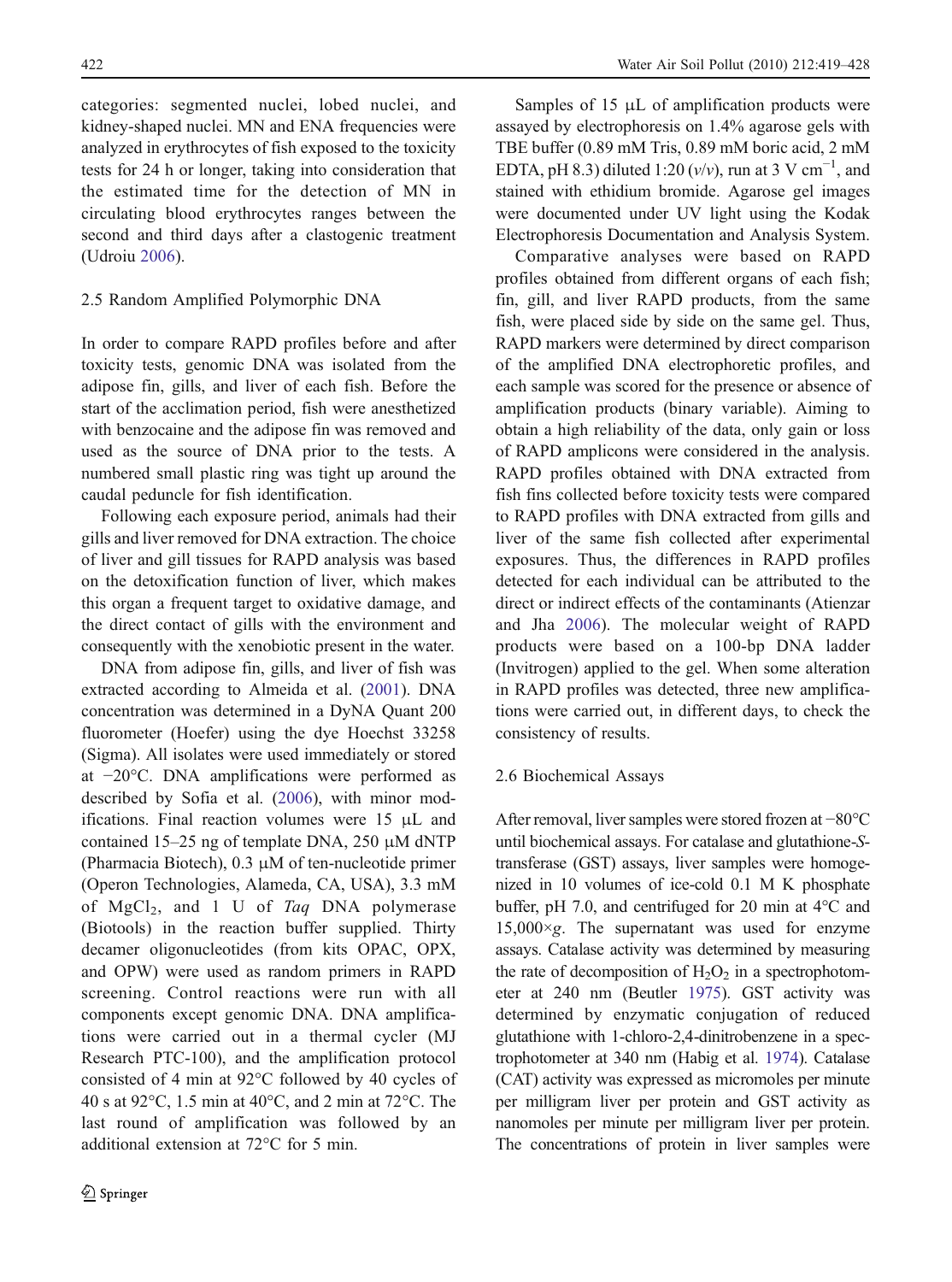categories: segmented nuclei, lobed nuclei, and kidney-shaped nuclei. MN and ENA frequencies were analyzed in erythrocytes of fish exposed to the toxicity tests for 24 h or longer, taking into consideration that the estimated time for the detection of MN in circulating blood erythrocytes ranges between the second and third days after a clastogenic treatment (Udroiu 2006).

### 2.5 Random Amplified Polymorphic DNA

In order to compare RAPD profiles before and after toxicity tests, genomic DNA was isolated from the adipose fin, gills, and liver of each fish. Before the start of the acclimation period, fish were anesthetized with benzocaine and the adipose fin was removed and used as the source of DNA prior to the tests. A numbered small plastic ring was tight up around the caudal peduncle for fish identification.

Following each exposure period, animals had their gills and liver removed for DNA extraction. The choice of liver and gill tissues for RAPD analysis was based on the detoxification function of liver, which makes this organ a frequent target to oxidative damage, and the direct contact of gills with the environment and consequently with the xenobiotic present in the water.

DNA from adipose fin, gills, and liver of fish was extracted according to Almeida et al. (2001). DNA concentration was determined in a DyNA Quant 200 fluorometer (Hoefer) using the dye Hoechst 33258 (Sigma). All isolates were used immediately or stored at −20°C. DNA amplifications were performed as described by Sofia et al. (2006), with minor modifications. Final reaction volumes were 15 μL and contained 15–25 ng of template DNA, 250 μM dNTP (Pharmacia Biotech), 0.3 μM of ten-nucleotide primer (Operon Technologies, Alameda, CA, USA), 3.3 mM of $MgCl_2$, and 1 U of *Taq* DNA polymerase (Biotools) in the reaction buffer supplied. Thirty decamer oligonucleotides (from kits OPAC, OPX, and OPW) were used as random primers in RAPD screening. Control reactions were run with all components except genomic DNA. DNA amplifications were carried out in a thermal cycler (MJ Research PTC-100), and the amplification protocol consisted of 4 min at 92°C followed by 40 cycles of 40 s at 92°C, 1.5 min at 40°C, and 2 min at 72°C. The last round of amplification was followed by an additional extension at 72°C for 5 min.

Samples of 15 μL of amplification products were assayed by electrophoresis on 1.4% agarose gels with TBE buffer (0.89 mM Tris, 0.89 mM boric acid, 2 mM EDTA, pH 8.3) diluted 1:20 (*v*/*v*), run at 3 V $cm^{-1}$, and stained with ethidium bromide. Agarose gel images were documented under UV light using the Kodak Electrophoresis Documentation and Analysis System.

Comparative analyses were based on RAPD profiles obtained from different organs of each fish; fin, gill, and liver RAPD products, from the same fish, were placed side by side on the same gel. Thus, RAPD markers were determined by direct comparison of the amplified DNA electrophoretic profiles, and each sample was scored for the presence or absence of amplification products (binary variable). Aiming to obtain a high reliability of the data, only gain or loss of RAPD amplicons were considered in the analysis. RAPD profiles obtained with DNA extracted from fish fins collected before toxicity tests were compared to RAPD profiles with DNA extracted from gills and liver of the same fish collected after experimental exposures. Thus, the differences in RAPD profiles detected for each individual can be attributed to the direct or indirect effects of the contaminants (Atienzar and Jha 2006). The molecular weight of RAPD products were based on a 100-bp DNA ladder (Invitrogen) applied to the gel. When some alteration in RAPD profiles was detected, three new amplifications were carried out, in different days, to check the consistency of results.

### 2.6 Biochemical Assays

After removal, liver samples were stored frozen at −80°C until biochemical assays. For catalase and glutathione-*S*-transferase (GST) assays, liver samples were homogenized in 10 volumes of ice-cold 0.1 M K phosphate buffer, pH 7.0, and centrifuged for 20 min at 4°C and 15,000×*g*. The supernatant was used for enzyme assays. Catalase activity was determined by measuring the rate of decomposition of $H_2O_2$ in a spectrophotometer at 240 nm (Beutler 1975). GST activity was determined by enzymatic conjugation of reduced glutathione with 1-chloro-2,4-dinitrobenzene in a spectrophotometer at 340 nm (Habig et al. 1974). Catalase (CAT) activity was expressed as micromoles per minute per milligram liver per protein and GST activity as nanomoles per minute per milligram liver per protein. The concentrations of protein in liver samples were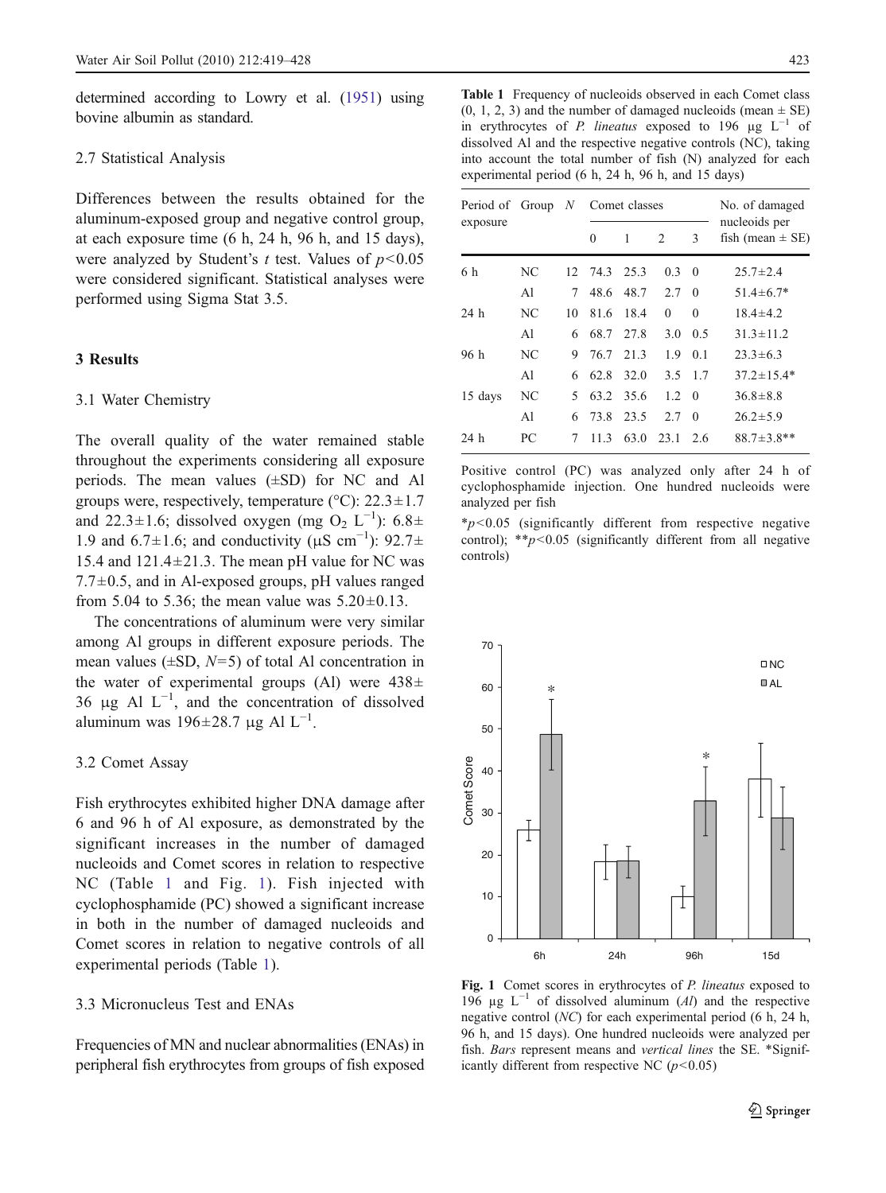determined according to Lowry et al. (1951) using bovine albumin as standard.

### 2.7 Statistical Analysis

Differences between the results obtained for the aluminum-exposed group and negative control group, at each exposure time (6 h, 24 h, 96 h, and 15 days), were analyzed by Student's *t* test. Values of $p<0.05$ were considered significant. Statistical analyses were performed using Sigma Stat 3.5.

## 3 Results

### 3.1 Water Chemistry

The overall quality of the water remained stable throughout the experiments considering all exposure periods. The mean values (±SD) for NC and Al groups were, respectively, temperature (°C): 22.3±1.7 and 22.3±1.6; dissolved oxygen (mg $O_2$ $L^{-1}$): 6.8±1.9 and 6.7±1.6; and conductivity (μS $cm^{-1}$): 92.7±15.4 and 121.4±21.3. The mean pH value for NC was 7.7±0.5, and in Al-exposed groups, pH values ranged from 5.04 to 5.36; the mean value was 5.20±0.13.

The concentrations of aluminum were very similar among Al groups in different exposure periods. The mean values (±SD, $N=5$) of total Al concentration in the water of experimental groups (Al) were 438±36 μg Al $L^{-1}$, and the concentration of dissolved aluminum was 196±28.7 μg Al $L^{-1}$.

### 3.2 Comet Assay

Fish erythrocytes exhibited higher DNA damage after 6 and 96 h of Al exposure, as demonstrated by the significant increases in the number of damaged nucleoids and Comet scores in relation to respective NC (Table 1 and Fig. 1). Fish injected with cyclophosphamide (PC) showed a significant increase in both in the number of damaged nucleoids and Comet scores in relation to negative controls of all experimental periods (Table 1).

### 3.3 Micronucleus Test and ENAs

Frequencies of MN and nuclear abnormalities (ENAs) in peripheral fish erythrocytes from groups of fish exposed

**Table 1** Frequency of nucleoids observed in each Comet class (0, 1, 2, 3) and the number of damaged nucleoids (mean ± SE) in erythrocytes of *P. lineatus* exposed to 196 μg $L^{-1}$ of dissolved Al and the respective negative controls (NC), taking into account the total number of fish (N) analyzed for each experimental period (6 h, 24 h, 96 h, and 15 days)

| Period of exposure | Group | N | Comet classes | | | | No. of damaged nucleoids per fish (mean ± SE) |
|---|---|---|---|---|---|---|---|
| | | | 0 | 1 | 2 | 3 | |
| 6 h | NC | 12 | 74.3 | 25.3 | 0.3 | 0 | 25.7±2.4 |
| | Al | 7 | 48.6 | 48.7 | 2.7 | 0 | 51.4±6.7* |
| 24 h | NC | 10 | 81.6 | 18.4 | 0 | 0 | 18.4±4.2 |
| | Al | 6 | 68.7 | 27.8 | 3.0 | 0.5 | 31.3±11.2 |
| 96 h | NC | 9 | 76.7 | 21.3 | 1.9 | 0.1 | 23.3±6.3 |
| | Al | 6 | 62.8 | 32.0 | 3.5 | 1.7 | 37.2±15.4* |
| 15 days | NC | 5 | 63.2 | 35.6 | 1.2 | 0 | 36.8±8.8 |
| | Al | 6 | 73.8 | 23.5 | 2.7 | 0 | 26.2±5.9 |
| 24 h | PC | 7 | 11.3 | 63.0 | 23.1 | 2.6 | 88.7±3.8** |

Positive control (PC) was analyzed only after 24 h of cyclophosphamide injection. One hundred nucleoids were analyzed per fish

*$p<0.05$ (significantly different from respective negative control); **$p<0.05$ (significantly different from all negative controls)

**Fig. 1** Comet scores in erythrocytes of *P. lineatus* exposed to 196 μg $L^{-1}$ of dissolved aluminum (*Al*) and the respective negative control (*NC*) for each experimental period (6 h, 24 h, 96 h, and 15 days). One hundred nucleoids were analyzed per fish. *Bars* represent means and *vertical lines* the SE. *Significantly different from respective NC ($p<0.05$)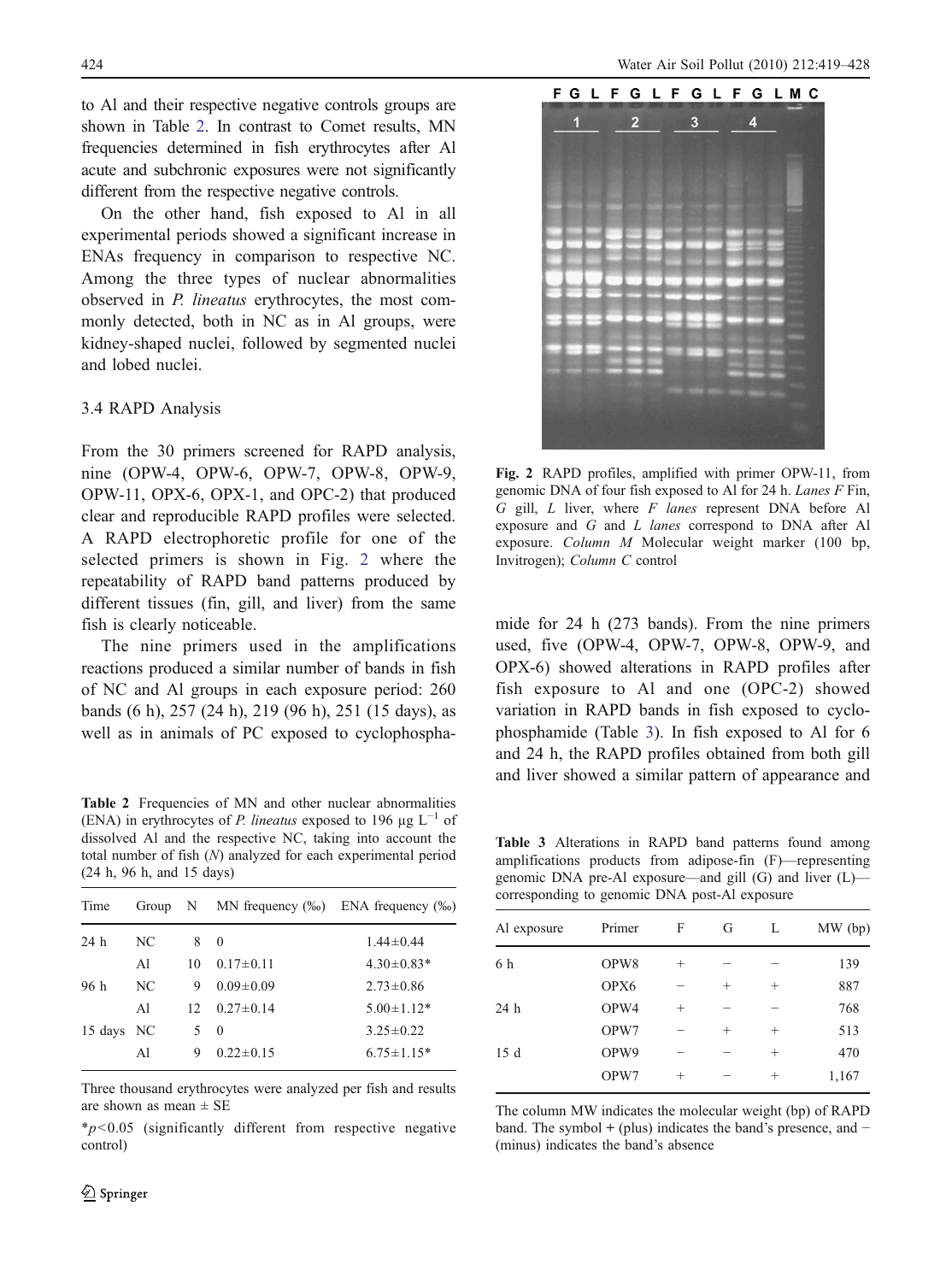to Al and their respective negative controls groups are shown in Table 2. In contrast to Comet results, MN frequencies determined in fish erythrocytes after Al acute and subchronic exposures were not significantly different from the respective negative controls.

On the other hand, fish exposed to Al in all experimental periods showed a significant increase in ENAs frequency in comparison to respective NC. Among the three types of nuclear abnormalities observed in *P. lineatus* erythrocytes, the most commonly detected, both in NC as in Al groups, were kidney-shaped nuclei, followed by segmented nuclei and lobed nuclei.

### 3.4 RAPD Analysis

From the 30 primers screened for RAPD analysis, nine (OPW-4, OPW-6, OPW-7, OPW-8, OPW-9, OPW-11, OPX-6, OPX-1, and OPC-2) that produced clear and reproducible RAPD profiles were selected. A RAPD electrophoretic profile for one of the selected primers is shown in Fig. 2 where the repeatability of RAPD band patterns produced by different tissues (fin, gill, and liver) from the same fish is clearly noticeable.

The nine primers used in the amplifications reactions produced a similar number of bands in fish of NC and Al groups in each exposure period: 260 bands (6 h), 257 (24 h), 219 (96 h), 251 (15 days), as well as in animals of PC exposed to cyclophosphamide for 24 h (273 bands). From the nine primers used, five (OPW-4, OPW-7, OPW-8, OPW-9, and OPX-6) showed alterations in RAPD profiles after fish exposure to Al and one (OPC-2) showed variation in RAPD bands in fish exposed to cyclophosphamide (Table 3). In fish exposed to Al for 6 and 24 h, the RAPD profiles obtained from both gill and liver showed a similar pattern of appearance and

**Table 2** Frequencies of MN and other nuclear abnormalities (ENA) in erythrocytes of *P. lineatus* exposed to 196 μg $L^{-1}$ of dissolved Al and the respective NC, taking into account the total number of fish (*N*) analyzed for each experimental period (24 h, 96 h, and 15 days)

| Time | Group | N | MN frequency (‰) | ENA frequency (‰) |
|---|---|---|---|---|
| 24 h | NC | 8 | 0 | 1.44±0.44 |
| | Al | 10 | 0.17±0.11 | 4.30±0.83* |
| 96 h | NC | 9 | 0.09±0.09 | 2.73±0.86 |
| | Al | 12 | 0.27±0.14 | 5.00±1.12* |
| 15 days | NC | 5 | 0 | 3.25±0.22 |
| | Al | 9 | 0.22±0.15 | 6.75±1.15* |

Three thousand erythrocytes were analyzed per fish and results are shown as mean ± SE

*$p<0.05$ (significantly different from respective negative control)

Fig. 2 RAPD profiles, amplified with primer OPW-11, from genomic DNA of four fish exposed to Al for 24 h. *Lanes F* Fin, *G* gill, *L* liver, where *F lanes* represent DNA before Al exposure and *G* and *L lanes* correspond to DNA after Al exposure. *Column M* Molecular weight marker (100 bp, Invitrogen); *Column C* control

**Table 3** Alterations in RAPD band patterns found among amplifications products from adipose-fin (F)—representing genomic DNA pre-Al exposure—and gill (G) and liver (L)—corresponding to genomic DNA post-Al exposure

| Al exposure | Primer | F | G | L | MW (bp) |
|---|---|---|---|---|---|
| 6 h | OPW8 | + | − | − | 139 |
| | OPX6 | − | + | + | 887 |
| 24 h | OPW4 | + | − | − | 768 |
| | OPW7 | − | + | + | 513 |
| 15 d | OPW9 | − | − | + | 470 |
| | OPW7 | + | − | + | 1,167 |

The column MW indicates the molecular weight (bp) of RAPD band. The symbol + (plus) indicates the band's presence, and − (minus) indicates the band's absence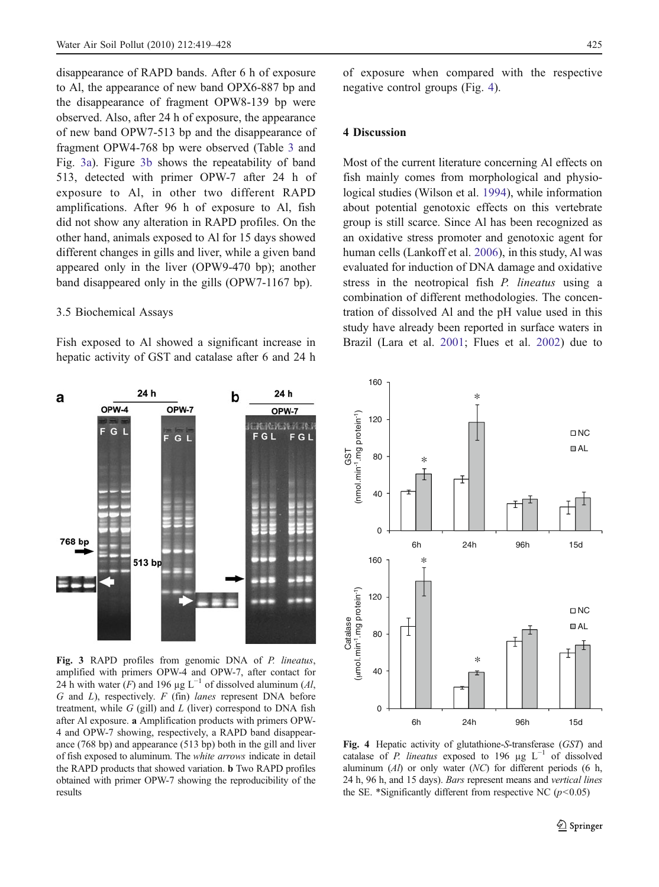disappearance of RAPD bands. After 6 h of exposure to Al, the appearance of new band OPX6-887 bp and the disappearance of fragment OPW8-139 bp were observed. Also, after 24 h of exposure, the appearance of new band OPW7-513 bp and the disappearance of fragment OPW4-768 bp were observed (Table 3 and Fig. 3a). Figure 3b shows the repeatability of band 513, detected with primer OPW-7 after 24 h of exposure to Al, in other two different RAPD amplifications. After 96 h of exposure to Al, fish did not show any alteration in RAPD profiles. On the other hand, animals exposed to Al for 15 days showed different changes in gills and liver, while a given band appeared only in the liver (OPW9-470 bp); another band disappeared only in the gills (OPW7-1167 bp).

### 3.5 Biochemical Assays

Fish exposed to Al showed a significant increase in hepatic activity of GST and catalase after 6 and 24 h of exposure when compared with the respective negative control groups (Fig. 4).

**Fig. 3** RAPD profiles from genomic DNA of *P. lineatus*, amplified with primers OPW-4 and OPW-7, after contact for 24 h with water (*F*) and 196 μg $L^{-1}$ of dissolved aluminum (*Al*, *G* and *L*), respectively. *F* (fin) *lanes* represent DNA before treatment, while *G* (gill) and *L* (liver) correspond to DNA fish after Al exposure. **a** Amplification products with primers OPW-4 and OPW-7 showing, respectively, a RAPD band disappearance (768 bp) and appearance (513 bp) both in the gill and liver of fish exposed to aluminum. The *white arrows* indicate in detail the RAPD products that showed variation. **b** Two RAPD profiles obtained with primer OPW-7 showing the reproducibility of the results

**Fig. 4** Hepatic activity of glutathione-*S*-transferase (*GST*) and catalase of *P. lineatus* exposed to 196 μg $L^{-1}$ of dissolved aluminum (*Al*) or only water (*NC*) for different periods (6 h, 24 h, 96 h, and 15 days). *Bars* represent means and *vertical lines* the SE. *Significantly different from respective NC ($p<0.05$)

## 4 Discussion

Most of the current literature concerning Al effects on fish mainly comes from morphological and physiological studies (Wilson et al. 1994), while information about potential genotoxic effects on this vertebrate group is still scarce. Since Al has been recognized as an oxidative stress promoter and genotoxic agent for human cells (Lankoff et al. 2006), in this study, Al was evaluated for induction of DNA damage and oxidative stress in the neotropical fish *P. lineatus* using a combination of different methodologies. The concentration of dissolved Al and the pH value used in this study have already been reported in surface waters in Brazil (Lara et al. 2001; Flues et al. 2002) due to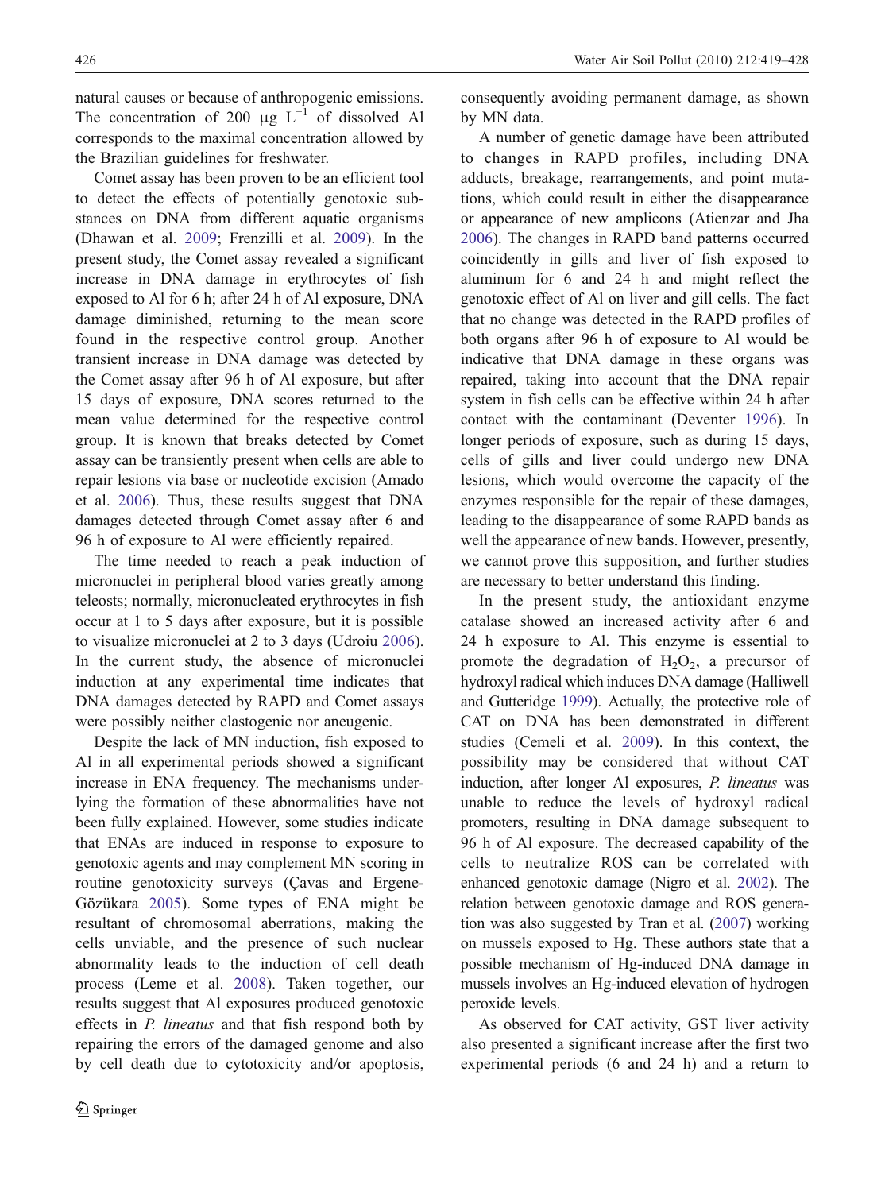natural causes or because of anthropogenic emissions. The concentration of 200 μg $L^{-1}$ of dissolved Al corresponds to the maximal concentration allowed by the Brazilian guidelines for freshwater.

Comet assay has been proven to be an efficient tool to detect the effects of potentially genotoxic substances on DNA from different aquatic organisms (Dhawan et al. 2009; Frenzilli et al. 2009). In the present study, the Comet assay revealed a significant increase in DNA damage in erythrocytes of fish exposed to Al for 6 h; after 24 h of Al exposure, DNA damage diminished, returning to the mean score found in the respective control group. Another transient increase in DNA damage was detected by the Comet assay after 96 h of Al exposure, but after 15 days of exposure, DNA scores returned to the mean value determined for the respective control group. It is known that breaks detected by Comet assay can be transiently present when cells are able to repair lesions via base or nucleotide excision (Amado et al. 2006). Thus, these results suggest that DNA damages detected through Comet assay after 6 and 96 h of exposure to Al were efficiently repaired.

The time needed to reach a peak induction of micronuclei in peripheral blood varies greatly among teleosts; normally, micronucleated erythrocytes in fish occur at 1 to 5 days after exposure, but it is possible to visualize micronuclei at 2 to 3 days (Udroiu 2006). In the current study, the absence of micronuclei induction at any experimental time indicates that DNA damages detected by RAPD and Comet assays were possibly neither clastogenic nor aneugenic.

Despite the lack of MN induction, fish exposed to Al in all experimental periods showed a significant increase in ENA frequency. The mechanisms underlying the formation of these abnormalities have not been fully explained. However, some studies indicate that ENAs are induced in response to exposure to genotoxic agents and may complement MN scoring in routine genotoxicity surveys (Çavas and Ergene-Gözükara 2005). Some types of ENA might be resultant of chromosomal aberrations, making the cells unviable, and the presence of such nuclear abnormality leads to the induction of cell death process (Leme et al. 2008). Taken together, our results suggest that Al exposures produced genotoxic effects in *P. lineatus* and that fish respond both by repairing the errors of the damaged genome and also by cell death due to cytotoxicity and/or apoptosis, consequently avoiding permanent damage, as shown by MN data.

A number of genetic damage have been attributed to changes in RAPD profiles, including DNA adducts, breakage, rearrangements, and point mutations, which could result in either the disappearance or appearance of new amplicons (Atienzar and Jha 2006). The changes in RAPD band patterns occurred coincidently in gills and liver of fish exposed to aluminum for 6 and 24 h and might reflect the genotoxic effect of Al on liver and gill cells. The fact that no change was detected in the RAPD profiles of both organs after 96 h of exposure to Al would be indicative that DNA damage in these organs was repaired, taking into account that the DNA repair system in fish cells can be effective within 24 h after contact with the contaminant (Deventer 1996). In longer periods of exposure, such as during 15 days, cells of gills and liver could undergo new DNA lesions, which would overcome the capacity of the enzymes responsible for the repair of these damages, leading to the disappearance of some RAPD bands as well the appearance of new bands. However, presently, we cannot prove this supposition, and further studies are necessary to better understand this finding.

In the present study, the antioxidant enzyme catalase showed an increased activity after 6 and 24 h exposure to Al. This enzyme is essential to promote the degradation of $H_2O_2$, a precursor of hydroxyl radical which induces DNA damage (Halliwell and Gutteridge 1999). Actually, the protective role of CAT on DNA has been demonstrated in different studies (Cemeli et al. 2009). In this context, the possibility may be considered that without CAT induction, after longer Al exposures, *P. lineatus* was unable to reduce the levels of hydroxyl radical promoters, resulting in DNA damage subsequent to 96 h of Al exposure. The decreased capability of the cells to neutralize ROS can be correlated with enhanced genotoxic damage (Nigro et al. 2002). The relation between genotoxic damage and ROS generation was also suggested by Tran et al. (2007) working on mussels exposed to Hg. These authors state that a possible mechanism of Hg-induced DNA damage in mussels involves an Hg-induced elevation of hydrogen peroxide levels.

As observed for CAT activity, GST liver activity also presented a significant increase after the first two experimental periods (6 and 24 h) and a return to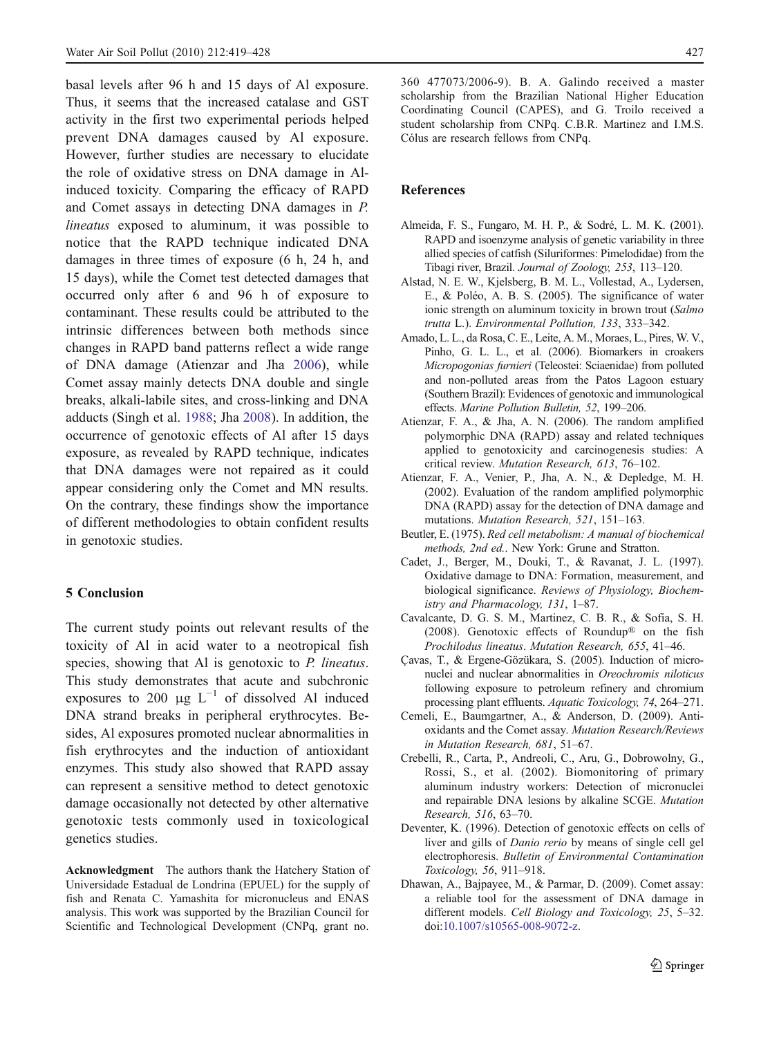basal levels after 96 h and 15 days of Al exposure. Thus, it seems that the increased catalase and GST activity in the first two experimental periods helped prevent DNA damages caused by Al exposure. However, further studies are necessary to elucidate the role of oxidative stress on DNA damage in Al-induced toxicity. Comparing the efficacy of RAPD and Comet assays in detecting DNA damages in *P. lineatus* exposed to aluminum, it was possible to notice that the RAPD technique indicated DNA damages in three times of exposure (6 h, 24 h, and 15 days), while the Comet test detected damages that occurred only after 6 and 96 h of exposure to contaminant. These results could be attributed to the intrinsic differences between both methods since changes in RAPD band patterns reflect a wide range of DNA damage (Atienzar and Jha 2006), while Comet assay mainly detects DNA double and single breaks, alkali-labile sites, and cross-linking and DNA adducts (Singh et al. 1988; Jha 2008). In addition, the occurrence of genotoxic effects of Al after 15 days exposure, as revealed by RAPD technique, indicates that DNA damages were not repaired as it could appear considering only the Comet and MN results. On the contrary, these findings show the importance of different methodologies to obtain confident results in genotoxic studies.

## 5 Conclusion

The current study points out relevant results of the toxicity of Al in acid water to a neotropical fish species, showing that Al is genotoxic to *P. lineatus*. This study demonstrates that acute and subchronic exposures to 200 $\mu g\ L^{-1}$ of dissolved Al induced DNA strand breaks in peripheral erythrocytes. Besides, Al exposures promoted nuclear abnormalities in fish erythrocytes and the induction of antioxidant enzymes. This study also showed that RAPD assay can represent a sensitive method to detect genotoxic damage occasionally not detected by other alternative genotoxic tests commonly used in toxicological genetics studies.

**Acknowledgment** The authors thank the Hatchery Station of Universidade Estadual de Londrina (EPUEL) for the supply of fish and Renata C. Yamashita for micronucleus and ENAS analysis. This work was supported by the Brazilian Council for Scientific and Technological Development (CNPq, grant no. 360 477073/2006-9). B. A. Galindo received a master scholarship from the Brazilian National Higher Education Coordinating Council (CAPES), and G. Troilo received a student scholarship from CNPq. C.B.R. Martinez and I.M.S. Cólus are research fellows from CNPq.

## References

Almeida, F. S., Fungaro, M. H. P., & Sodré, L. M. K. (2001). RAPD and isoenzyme analysis of genetic variability in three allied species of catfish (Siluriformes: Pimelodidae) from the Tibagi river, Brazil. *Journal of Zoology, 253*, 113–120.

Alstad, N. E. W., Kjelsberg, B. M. L., Vollestad, A., Lydersen, E., & Poléo, A. B. S. (2005). The significance of water ionic strength on aluminum toxicity in brown trout (*Salmo trutta* L.). *Environmental Pollution, 133*, 333–342.

Amado, L. L., da Rosa, C. E., Leite, A. M., Moraes, L., Pires, W. V., Pinho, G. L. L., et al. (2006). Biomarkers in croakers *Micropogonias furnieri* (Teleostei: Sciaenidae) from polluted and non-polluted areas from the Patos Lagoon estuary (Southern Brazil): Evidences of genotoxic and immunological effects. *Marine Pollution Bulletin, 52*, 199–206.

Atienzar, F. A., & Jha, A. N. (2006). The random amplified polymorphic DNA (RAPD) assay and related techniques applied to genotoxicity and carcinogenesis studies: A critical review. *Mutation Research, 613*, 76–102.

Atienzar, F. A., Venier, P., Jha, A. N., & Depledge, M. H. (2002). Evaluation of the random amplified polymorphic DNA (RAPD) assay for the detection of DNA damage and mutations. *Mutation Research, 521*, 151–163.

Beutler, E. (1975). *Red cell metabolism: A manual of biochemical methods, 2nd ed.*. New York: Grune and Stratton.

Cadet, J., Berger, M., Douki, T., & Ravanat, J. L. (1997). Oxidative damage to DNA: Formation, measurement, and biological significance. *Reviews of Physiology, Biochemistry and Pharmacology, 131*, 1–87.

Cavalcante, D. G. S. M., Martinez, C. B. R., & Sofia, S. H. (2008). Genotoxic effects of Roundup® on the fish *Prochilodus lineatus*. *Mutation Research, 655*, 41–46.

Çavas, T., & Ergene-Gözükara, S. (2005). Induction of micronuclei and nuclear abnormalities in *Oreochromis niloticus* following exposure to petroleum refinery and chromium processing plant effluents. *Aquatic Toxicology, 74*, 264–271.

Cemeli, E., Baumgartner, A., & Anderson, D. (2009). Antioxidants and the Comet assay. *Mutation Research/Reviews in Mutation Research, 681*, 51–67.

Crebelli, R., Carta, P., Andreoli, C., Aru, G., Dobrowolny, G., Rossi, S., et al. (2002). Biomonitoring of primary aluminum industry workers: Detection of micronuclei and repairable DNA lesions by alkaline SCGE. *Mutation Research, 516*, 63–70.

Deventer, K. (1996). Detection of genotoxic effects on cells of liver and gills of *Danio rerio* by means of single cell gel electrophoresis. *Bulletin of Environmental Contamination Toxicology, 56*, 911–918.

Dhawan, A., Bajpayee, M., & Parmar, D. (2009). Comet assay: a reliable tool for the assessment of DNA damage in different models. *Cell Biology and Toxicology, 25*, 5–32. doi:10.1007/s10565-008-9072-z.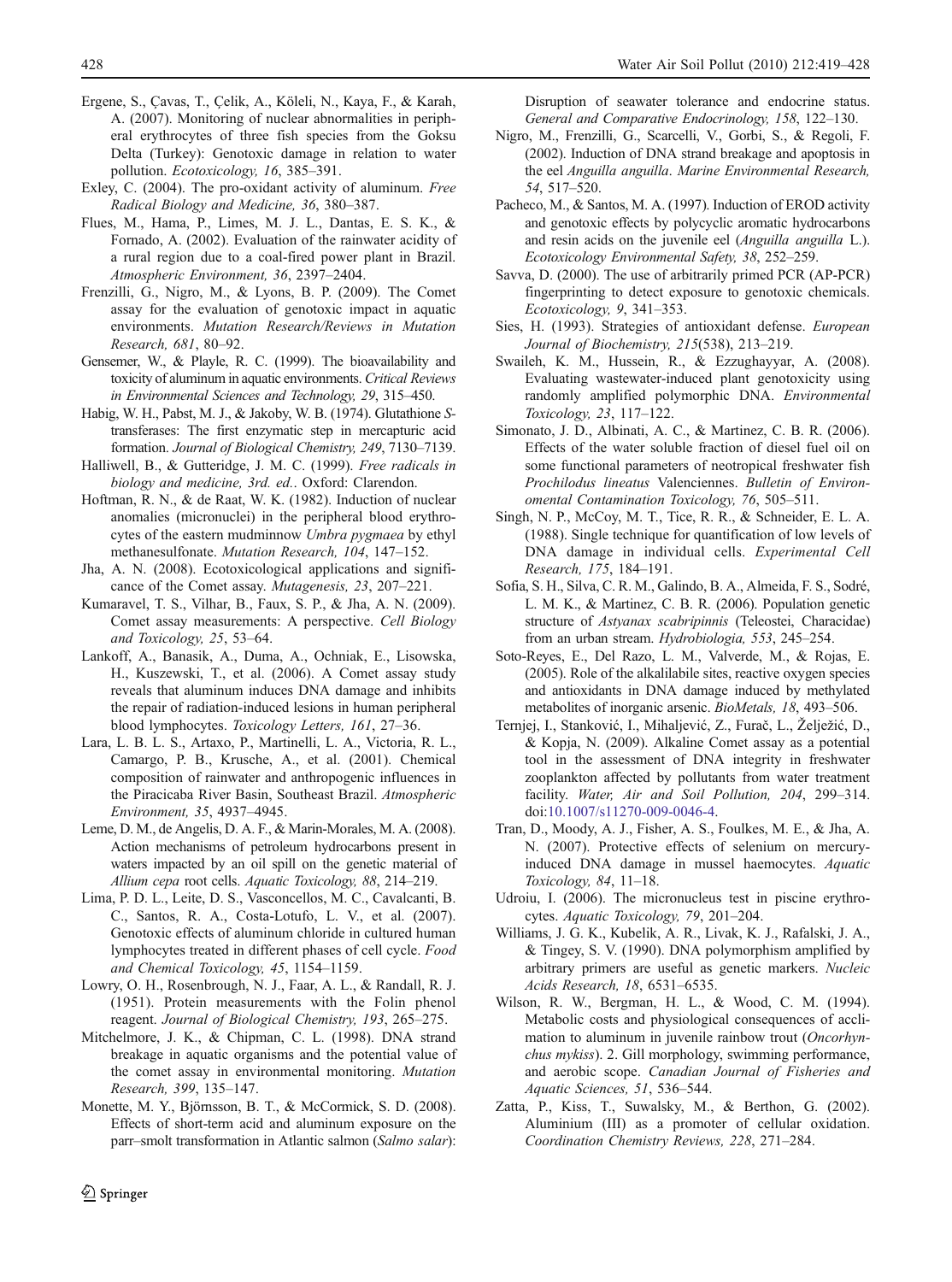Ergene, S., Çavas, T., Çelik, A., Köleli, N., Kaya, F., & Karah, A. (2007). Monitoring of nuclear abnormalities in peripheral erythrocytes of three fish species from the Goksu Delta (Turkey): Genotoxic damage in relation to water pollution. *Ecotoxicology, 16*, 385–391.

Exley, C. (2004). The pro-oxidant activity of aluminum. *Free Radical Biology and Medicine, 36*, 380–387.

Flues, M., Hama, P., Limes, M. J. L., Dantas, E. S. K., & Fornado, A. (2002). Evaluation of the rainwater acidity of a rural region due to a coal-fired power plant in Brazil. *Atmospheric Environment, 36*, 2397–2404.

Frenzilli, G., Nigro, M., & Lyons, B. P. (2009). The Comet assay for the evaluation of genotoxic impact in aquatic environments. *Mutation Research/Reviews in Mutation Research, 681*, 80–92.

Gensemer, W., & Playle, R. C. (1999). The bioavailability and toxicity of aluminum in aquatic environments. *Critical Reviews in Environmental Sciences and Technology, 29*, 315–450.

Habig, W. H., Pabst, M. J., & Jakoby, W. B. (1974). Glutathione *S*-transferases: The first enzymatic step in mercapturic acid formation. *Journal of Biological Chemistry, 249*, 7130–7139.

Halliwell, B., & Gutteridge, J. M. C. (1999). *Free radicals in biology and medicine, 3rd. ed.*. Oxford: Clarendon.

Hoftman, R. N., & de Raat, W. K. (1982). Induction of nuclear anomalies (micronuclei) in the peripheral blood erythrocytes of the eastern mudminnow *Umbra pygmaea* by ethyl methanesulfonate. *Mutation Research, 104*, 147–152.

Jha, A. N. (2008). Ecotoxicological applications and significance of the Comet assay. *Mutagenesis, 23*, 207–221.

Kumaravel, T. S., Vilhar, B., Faux, S. P., & Jha, A. N. (2009). Comet assay measurements: A perspective. *Cell Biology and Toxicology, 25*, 53–64.

Lankoff, A., Banasik, A., Duma, A., Ochniak, E., Lisowska, H., Kuszewski, T., et al. (2006). A Comet assay study reveals that aluminum induces DNA damage and inhibits the repair of radiation-induced lesions in human peripheral blood lymphocytes. *Toxicology Letters, 161*, 27–36.

Lara, L. B. L. S., Artaxo, P., Martinelli, L. A., Victoria, R. L., Camargo, P. B., Krusche, A., et al. (2001). Chemical composition of rainwater and anthropogenic influences in the Piracicaba River Basin, Southeast Brazil. *Atmospheric Environment, 35*, 4937–4945.

Leme, D. M., de Angelis, D. A. F., & Marin-Morales, M. A. (2008). Action mechanisms of petroleum hydrocarbons present in waters impacted by an oil spill on the genetic material of *Allium cepa* root cells. *Aquatic Toxicology, 88*, 214–219.

Lima, P. D. L., Leite, D. S., Vasconcellos, M. C., Cavalcanti, B. C., Santos, R. A., Costa-Lotufo, L. V., et al. (2007). Genotoxic effects of aluminum chloride in cultured human lymphocytes treated in different phases of cell cycle. *Food and Chemical Toxicology, 45*, 1154–1159.

Lowry, O. H., Rosenbrough, N. J., Faar, A. L., & Randall, R. J. (1951). Protein measurements with the Folin phenol reagent. *Journal of Biological Chemistry, 193*, 265–275.

Mitchelmore, J. K., & Chipman, C. L. (1998). DNA strand breakage in aquatic organisms and the potential value of the comet assay in environmental monitoring. *Mutation Research, 399*, 135–147.

Monette, M. Y., Björnsson, B. T., & McCormick, S. D. (2008). Effects of short-term acid and aluminum exposure on the parr–smolt transformation in Atlantic salmon (*Salmo salar*): Disruption of seawater tolerance and endocrine status. *General and Comparative Endocrinology, 158*, 122–130.

Nigro, M., Frenzilli, G., Scarcelli, V., Gorbi, S., & Regoli, F. (2002). Induction of DNA strand breakage and apoptosis in the eel *Anguilla anguilla*. *Marine Environmental Research, 54*, 517–520.

Pacheco, M., & Santos, M. A. (1997). Induction of EROD activity and genotoxic effects by polycyclic aromatic hydrocarbons and resin acids on the juvenile eel (*Anguilla anguilla* L.). *Ecotoxicology Environmental Safety, 38*, 252–259.

Savva, D. (2000). The use of arbitrarily primed PCR (AP-PCR) fingerprinting to detect exposure to genotoxic chemicals. *Ecotoxicology, 9*, 341–353.

Sies, H. (1993). Strategies of antioxidant defense. *European Journal of Biochemistry, 215*(538), 213–219.

Swaileh, K. M., Hussein, R., & Ezzughayyar, A. (2008). Evaluating wastewater-induced plant genotoxicity using randomly amplified polymorphic DNA. *Environmental Toxicology, 23*, 117–122.

Simonato, J. D., Albinati, A. C., & Martinez, C. B. R. (2006). Effects of the water soluble fraction of diesel fuel oil on some functional parameters of neotropical freshwater fish *Prochilodus lineatus* Valenciennes. *Bulletin of Environmental Contamination Toxicology, 76*, 505–511.

Singh, N. P., McCoy, M. T., Tice, R. R., & Schneider, E. L. A. (1988). Single technique for quantification of low levels of DNA damage in individual cells. *Experimental Cell Research, 175*, 184–191.

Sofia, S. H., Silva, C. R. M., Galindo, B. A., Almeida, F. S., Sodré, L. M. K., & Martinez, C. B. R. (2006). Population genetic structure of *Astyanax scabripinnis* (Teleostei, Characidae) from an urban stream. *Hydrobiologia, 553*, 245–254.

Soto-Reyes, E., Del Razo, L. M., Valverde, M., & Rojas, E. (2005). Role of the alkalilabile sites, reactive oxygen species and antioxidants in DNA damage induced by methylated metabolites of inorganic arsenic. *BioMetals, 18*, 493–506.

Ternjej, I., Stanković, I., Mihaljević, Z., Furač, L., Želježić, D., & Kopja, N. (2009). Alkaline Comet assay as a potential tool in the assessment of DNA integrity in freshwater zooplankton affected by pollutants from water treatment facility. *Water, Air and Soil Pollution, 204*, 299–314. doi:10.1007/s11270-009-0046-4.

Tran, D., Moody, A. J., Fisher, A. S., Foulkes, M. E., & Jha, A. N. (2007). Protective effects of selenium on mercury-induced DNA damage in mussel haemocytes. *Aquatic Toxicology, 84*, 11–18.

Udroiu, I. (2006). The micronucleus test in piscine erythrocytes. *Aquatic Toxicology, 79*, 201–204.

Williams, J. G. K., Kubelik, A. R., Livak, K. J., Rafalski, J. A., & Tingey, S. V. (1990). DNA polymorphism amplified by arbitrary primers are useful as genetic markers. *Nucleic Acids Research, 18*, 6531–6535.

Wilson, R. W., Bergman, H. L., & Wood, C. M. (1994). Metabolic costs and physiological consequences of acclimation to aluminum in juvenile rainbow trout (*Oncorhynchus mykiss*). 2. Gill morphology, swimming performance, and aerobic scope. *Canadian Journal of Fisheries and Aquatic Sciences, 51*, 536–544.

Zatta, P., Kiss, T., Suwalsky, M., & Berthon, G. (2002). Aluminium (III) as a promoter of cellular oxidation. *Coordination Chemistry Reviews, 228*, 271–284.